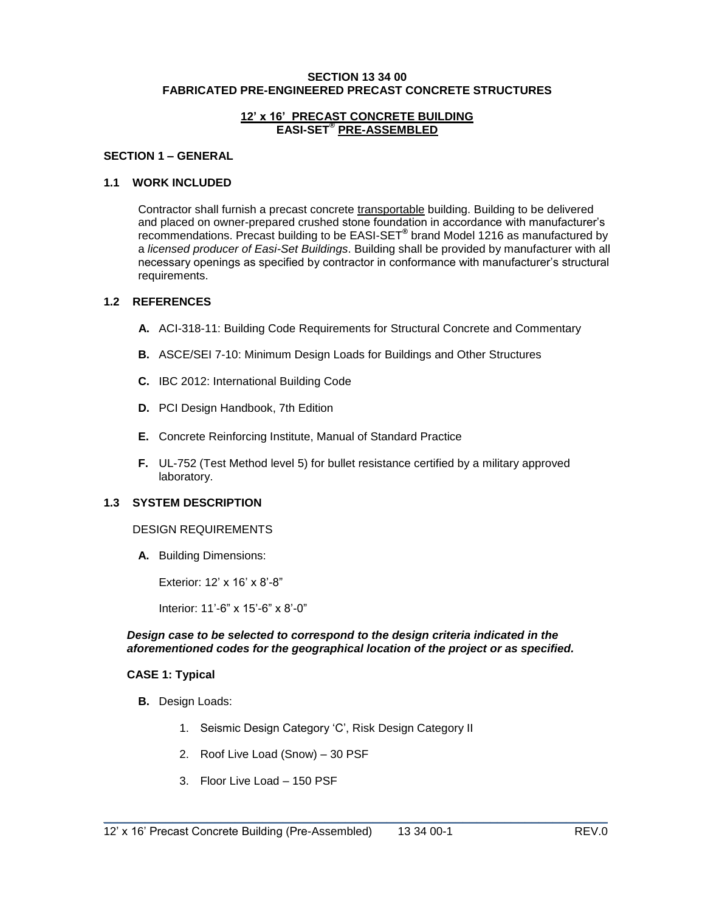**SECTION 13 34 00**
**FABRICATED PRE-ENGINEERED PRECAST CONCRETE STRUCTURES**

**12' x 16' PRECAST CONCRETE BUILDING**
**EASI-SET® PRE-ASSEMBLED**

## SECTION 1 – GENERAL

### 1.1 WORK INCLUDED

Contractor shall furnish a precast concrete transportable building. Building to be delivered and placed on owner-prepared crushed stone foundation in accordance with manufacturer's recommendations. Precast building to be EASI-SET® brand Model 1216 as manufactured by a *licensed producer of Easi-Set Buildings*. Building shall be provided by manufacturer with all necessary openings as specified by contractor in conformance with manufacturer's structural requirements.

### 1.2 REFERENCES

- **A.** ACI-318-11: Building Code Requirements for Structural Concrete and Commentary
- **B.** ASCE/SEI 7-10: Minimum Design Loads for Buildings and Other Structures
- **C.** IBC 2012: International Building Code
- **D.** PCI Design Handbook, 7th Edition
- **E.** Concrete Reinforcing Institute, Manual of Standard Practice
- **F.** UL-752 (Test Method level 5) for bullet resistance certified by a military approved laboratory.

### 1.3 SYSTEM DESCRIPTION

DESIGN REQUIREMENTS

- **A.** Building Dimensions:

  Exterior: 12' x 16' x 8'-8"

  Interior: 11'-6" x 15'-6" x 8'-0"

***Design case to be selected to correspond to the design criteria indicated in the aforementioned codes for the geographical location of the project or as specified.***

**CASE 1: Typical**

- **B.** Design Loads:
  1. Seismic Design Category 'C', Risk Design Category II
  2. Roof Live Load (Snow) – 30 PSF
  3. Floor Live Load – 150 PSF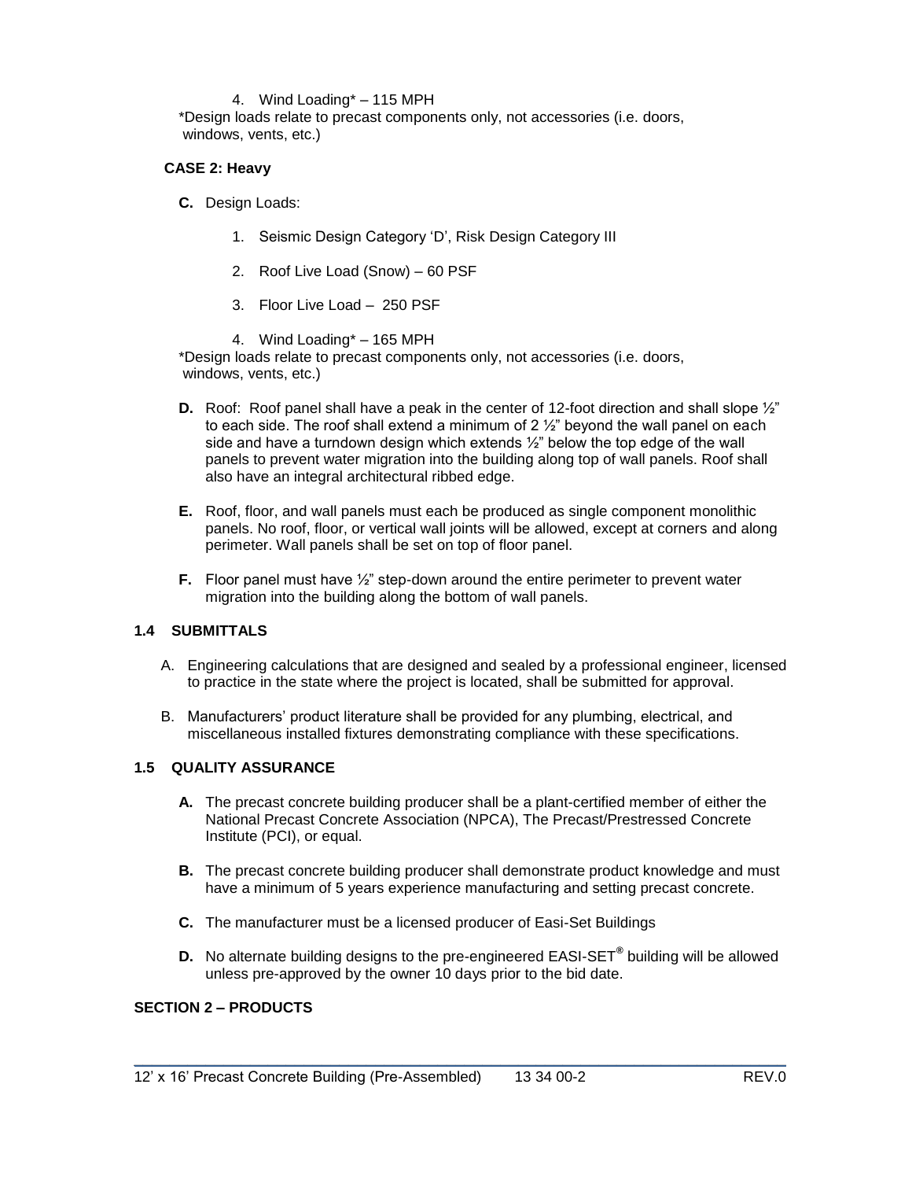4. Wind Loading* – 115 MPH

*Design loads relate to precast components only, not accessories (i.e. doors, windows, vents, etc.)

**CASE 2: Heavy**

**C.** Design Loads:

1. Seismic Design Category ‘D’, Risk Design Category III
2. Roof Live Load (Snow) – 60 PSF
3. Floor Live Load – 250 PSF
4. Wind Loading* – 165 MPH

*Design loads relate to precast components only, not accessories (i.e. doors, windows, vents, etc.)

**D.** Roof: Roof panel shall have a peak in the center of 12-foot direction and shall slope ½” to each side. The roof shall extend a minimum of 2 ½” beyond the wall panel on each side and have a turndown design which extends ½” below the top edge of the wall panels to prevent water migration into the building along top of wall panels. Roof shall also have an integral architectural ribbed edge.

**E.** Roof, floor, and wall panels must each be produced as single component monolithic panels. No roof, floor, or vertical wall joints will be allowed, except at corners and along perimeter. Wall panels shall be set on top of floor panel.

**F.** Floor panel must have ½” step-down around the entire perimeter to prevent water migration into the building along the bottom of wall panels.

### 1.4 SUBMITTALS

A. Engineering calculations that are designed and sealed by a professional engineer, licensed to practice in the state where the project is located, shall be submitted for approval.

B. Manufacturers’ product literature shall be provided for any plumbing, electrical, and miscellaneous installed fixtures demonstrating compliance with these specifications.

### 1.5 QUALITY ASSURANCE

**A.** The precast concrete building producer shall be a plant-certified member of either the National Precast Concrete Association (NPCA), The Precast/Prestressed Concrete Institute (PCI), or equal.

**B.** The precast concrete building producer shall demonstrate product knowledge and must have a minimum of 5 years experience manufacturing and setting precast concrete.

**C.** The manufacturer must be a licensed producer of Easi-Set Buildings

**D.** No alternate building designs to the pre-engineered EASI-SET® building will be allowed unless pre-approved by the owner 10 days prior to the bid date.

## SECTION 2 – PRODUCTS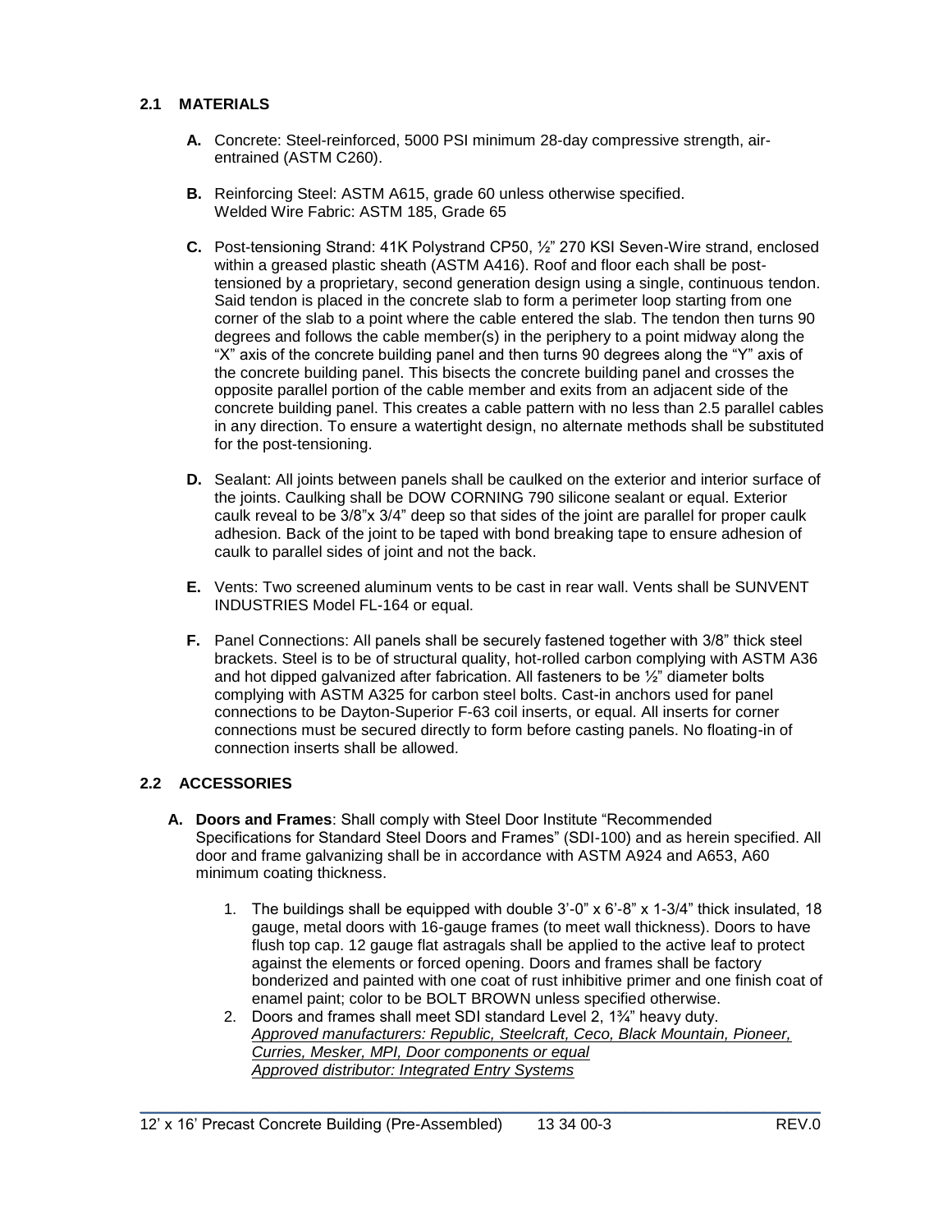## 2.1 MATERIALS

**A.** Concrete: Steel-reinforced, 5000 PSI minimum 28-day compressive strength, air-entrained (ASTM C260).

**B.** Reinforcing Steel: ASTM A615, grade 60 unless otherwise specified.
Welded Wire Fabric: ASTM 185, Grade 65

**C.** Post-tensioning Strand: 41K Polystrand CP50, ½" 270 KSI Seven-Wire strand, enclosed within a greased plastic sheath (ASTM A416). Roof and floor each shall be post-tensioned by a proprietary, second generation design using a single, continuous tendon. Said tendon is placed in the concrete slab to form a perimeter loop starting from one corner of the slab to a point where the cable entered the slab. The tendon then turns 90 degrees and follows the cable member(s) in the periphery to a point midway along the "X" axis of the concrete building panel and then turns 90 degrees along the "Y" axis of the concrete building panel. This bisects the concrete building panel and crosses the opposite parallel portion of the cable member and exits from an adjacent side of the concrete building panel. This creates a cable pattern with no less than 2.5 parallel cables in any direction. To ensure a watertight design, no alternate methods shall be substituted for the post-tensioning.

**D.** Sealant: All joints between panels shall be caulked on the exterior and interior surface of the joints. Caulking shall be DOW CORNING 790 silicone sealant or equal. Exterior caulk reveal to be 3/8"x 3/4" deep so that sides of the joint are parallel for proper caulk adhesion. Back of the joint to be taped with bond breaking tape to ensure adhesion of caulk to parallel sides of joint and not the back.

**E.** Vents: Two screened aluminum vents to be cast in rear wall. Vents shall be SUNVENT INDUSTRIES Model FL-164 or equal.

**F.** Panel Connections: All panels shall be securely fastened together with 3/8" thick steel brackets. Steel is to be of structural quality, hot-rolled carbon complying with ASTM A36 and hot dipped galvanized after fabrication. All fasteners to be ½" diameter bolts complying with ASTM A325 for carbon steel bolts. Cast-in anchors used for panel connections to be Dayton-Superior F-63 coil inserts, or equal. All inserts for corner connections must be secured directly to form before casting panels. No floating-in of connection inserts shall be allowed.

## 2.2 ACCESSORIES

**A. Doors and Frames**: Shall comply with Steel Door Institute "Recommended Specifications for Standard Steel Doors and Frames" (SDI-100) and as herein specified. All door and frame galvanizing shall be in accordance with ASTM A924 and A653, A60 minimum coating thickness.

1. The buildings shall be equipped with double 3'-0" x 6'-8" x 1-3/4" thick insulated, 18 gauge, metal doors with 16-gauge frames (to meet wall thickness). Doors to have flush top cap. 12 gauge flat astragals shall be applied to the active leaf to protect against the elements or forced opening. Doors and frames shall be factory bonderized and painted with one coat of rust inhibitive primer and one finish coat of enamel paint; color to be BOLT BROWN unless specified otherwise.
2. Doors and frames shall meet SDI standard Level 2, 1¾" heavy duty.
*Approved manufacturers: Republic, Steelcraft, Ceco, Black Mountain, Pioneer, Curries, Mesker, MPI, Door components or equal*
*Approved distributor: Integrated Entry Systems*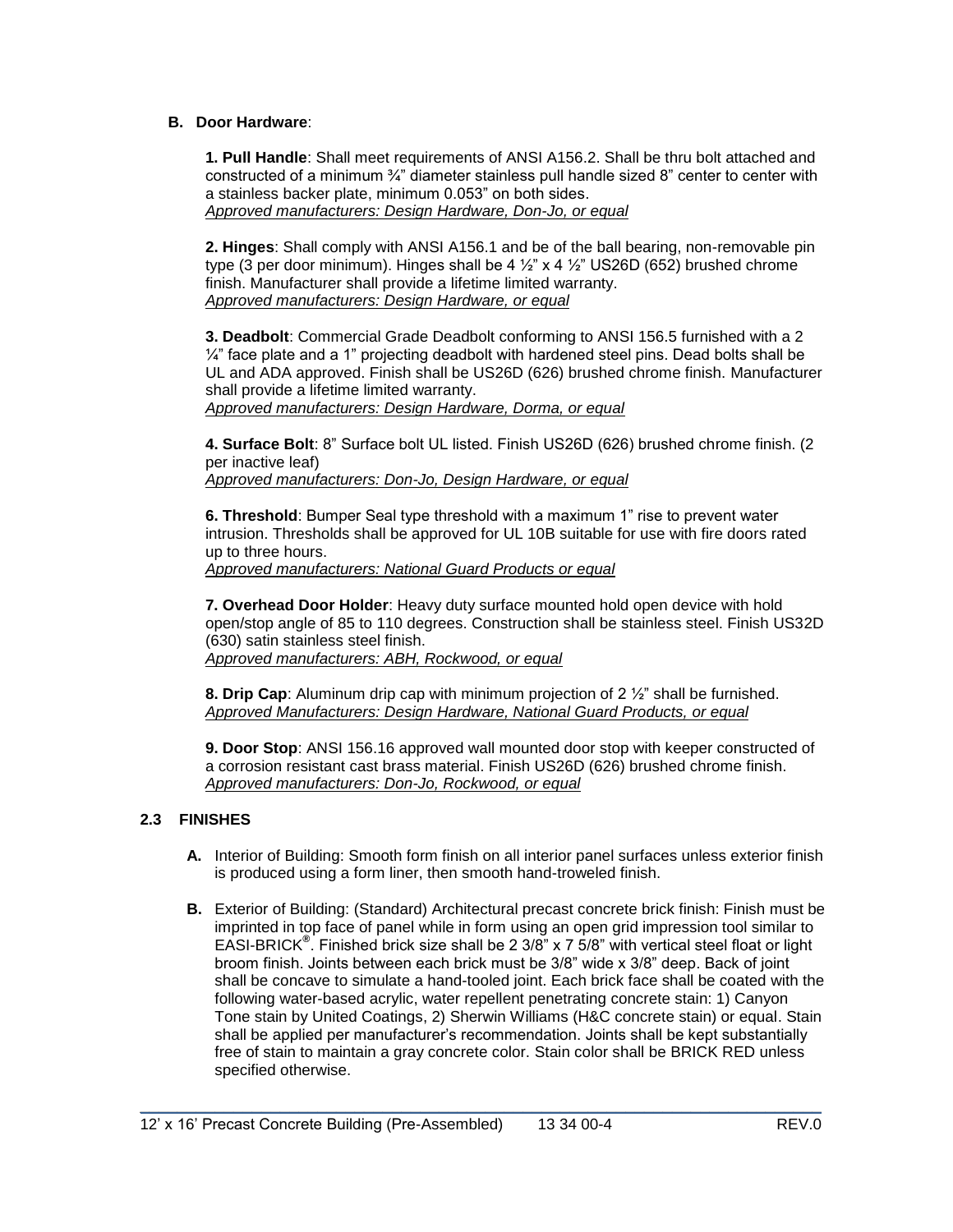### B. Door Hardware:

**1. Pull Handle**: Shall meet requirements of ANSI A156.2. Shall be thru bolt attached and constructed of a minimum ¾" diameter stainless pull handle sized 8" center to center with a stainless backer plate, minimum 0.053" on both sides.
*Approved manufacturers: Design Hardware, Don-Jo, or equal*

**2. Hinges**: Shall comply with ANSI A156.1 and be of the ball bearing, non-removable pin type (3 per door minimum). Hinges shall be 4 ½" x 4 ½" US26D (652) brushed chrome finish. Manufacturer shall provide a lifetime limited warranty.
*Approved manufacturers: Design Hardware, or equal*

**3. Deadbolt**: Commercial Grade Deadbolt conforming to ANSI 156.5 furnished with a 2 ¼" face plate and a 1" projecting deadbolt with hardened steel pins. Dead bolts shall be UL and ADA approved. Finish shall be US26D (626) brushed chrome finish. Manufacturer shall provide a lifetime limited warranty.
*Approved manufacturers: Design Hardware, Dorma, or equal*

**4. Surface Bolt**: 8" Surface bolt UL listed. Finish US26D (626) brushed chrome finish. (2 per inactive leaf)
*Approved manufacturers: Don-Jo, Design Hardware, or equal*

**6. Threshold**: Bumper Seal type threshold with a maximum 1" rise to prevent water intrusion. Thresholds shall be approved for UL 10B suitable for use with fire doors rated up to three hours.
*Approved manufacturers: National Guard Products or equal*

**7. Overhead Door Holder**: Heavy duty surface mounted hold open device with hold open/stop angle of 85 to 110 degrees. Construction shall be stainless steel. Finish US32D (630) satin stainless steel finish.
*Approved manufacturers: ABH, Rockwood, or equal*

**8. Drip Cap**: Aluminum drip cap with minimum projection of 2 ½" shall be furnished.
*Approved Manufacturers: Design Hardware, National Guard Products, or equal*

**9. Door Stop**: ANSI 156.16 approved wall mounted door stop with keeper constructed of a corrosion resistant cast brass material. Finish US26D (626) brushed chrome finish.
*Approved manufacturers: Don-Jo, Rockwood, or equal*

## 2.3 FINISHES

**A.** Interior of Building: Smooth form finish on all interior panel surfaces unless exterior finish is produced using a form liner, then smooth hand-troweled finish.

**B.** Exterior of Building: (Standard) Architectural precast concrete brick finish: Finish must be imprinted in top face of panel while in form using an open grid impression tool similar to EASI-BRICK®. Finished brick size shall be 2 3/8" x 7 5/8" with vertical steel float or light broom finish. Joints between each brick must be 3/8" wide x 3/8" deep. Back of joint shall be concave to simulate a hand-tooled joint. Each brick face shall be coated with the following water-based acrylic, water repellent penetrating concrete stain: 1) Canyon Tone stain by United Coatings, 2) Sherwin Williams (H&C concrete stain) or equal. Stain shall be applied per manufacturer's recommendation. Joints shall be kept substantially free of stain to maintain a gray concrete color. Stain color shall be BRICK RED unless specified otherwise.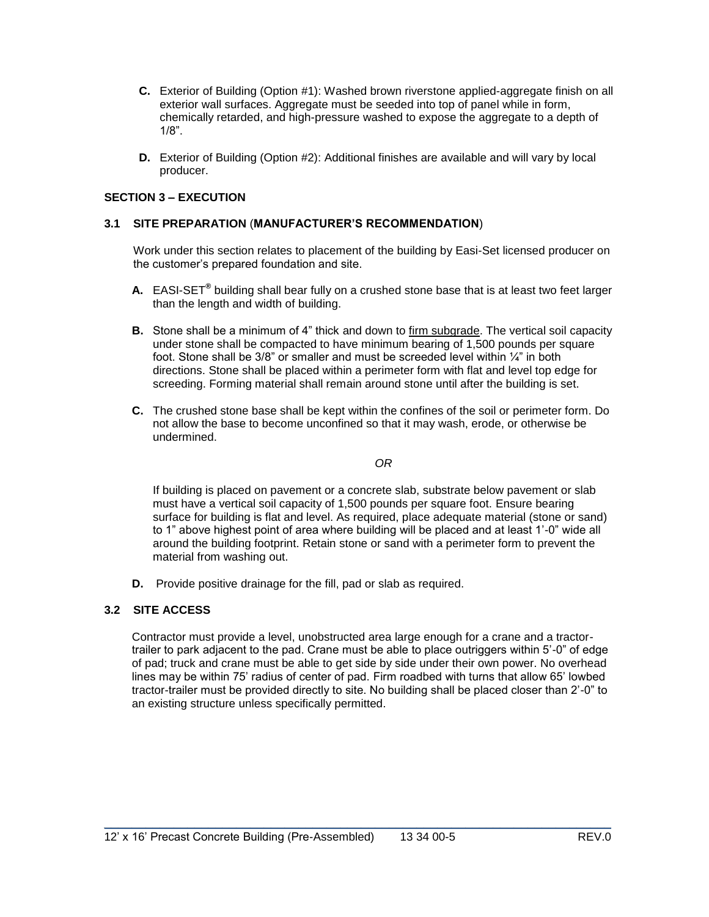**C.** Exterior of Building (Option #1): Washed brown riverstone applied-aggregate finish on all exterior wall surfaces. Aggregate must be seeded into top of panel while in form, chemically retarded, and high-pressure washed to expose the aggregate to a depth of 1/8”.

**D.** Exterior of Building (Option #2): Additional finishes are available and will vary by local producer.

## SECTION 3 – EXECUTION

### 3.1 SITE PREPARATION (MANUFACTURER’S RECOMMENDATION)

Work under this section relates to placement of the building by Easi-Set licensed producer on the customer’s prepared foundation and site.

**A.** EASI-SET® building shall bear fully on a crushed stone base that is at least two feet larger than the length and width of building.

**B.** Stone shall be a minimum of 4” thick and down to firm subgrade. The vertical soil capacity under stone shall be compacted to have minimum bearing of 1,500 pounds per square foot. Stone shall be 3/8” or smaller and must be screeded level within ¼” in both directions. Stone shall be placed within a perimeter form with flat and level top edge for screeding. Forming material shall remain around stone until after the building is set.

**C.** The crushed stone base shall be kept within the confines of the soil or perimeter form. Do not allow the base to become unconfined so that it may wash, erode, or otherwise be undermined.

*OR*

If building is placed on pavement or a concrete slab, substrate below pavement or slab must have a vertical soil capacity of 1,500 pounds per square foot. Ensure bearing surface for building is flat and level. As required, place adequate material (stone or sand) to 1” above highest point of area where building will be placed and at least 1’-0” wide all around the building footprint. Retain stone or sand with a perimeter form to prevent the material from washing out.

**D.** Provide positive drainage for the fill, pad or slab as required.

### 3.2 SITE ACCESS

Contractor must provide a level, unobstructed area large enough for a crane and a tractor-trailer to park adjacent to the pad. Crane must be able to place outriggers within 5’-0” of edge of pad; truck and crane must be able to get side by side under their own power. No overhead lines may be within 75’ radius of center of pad. Firm roadbed with turns that allow 65’ lowbed tractor-trailer must be provided directly to site. No building shall be placed closer than 2’-0” to an existing structure unless specifically permitted.